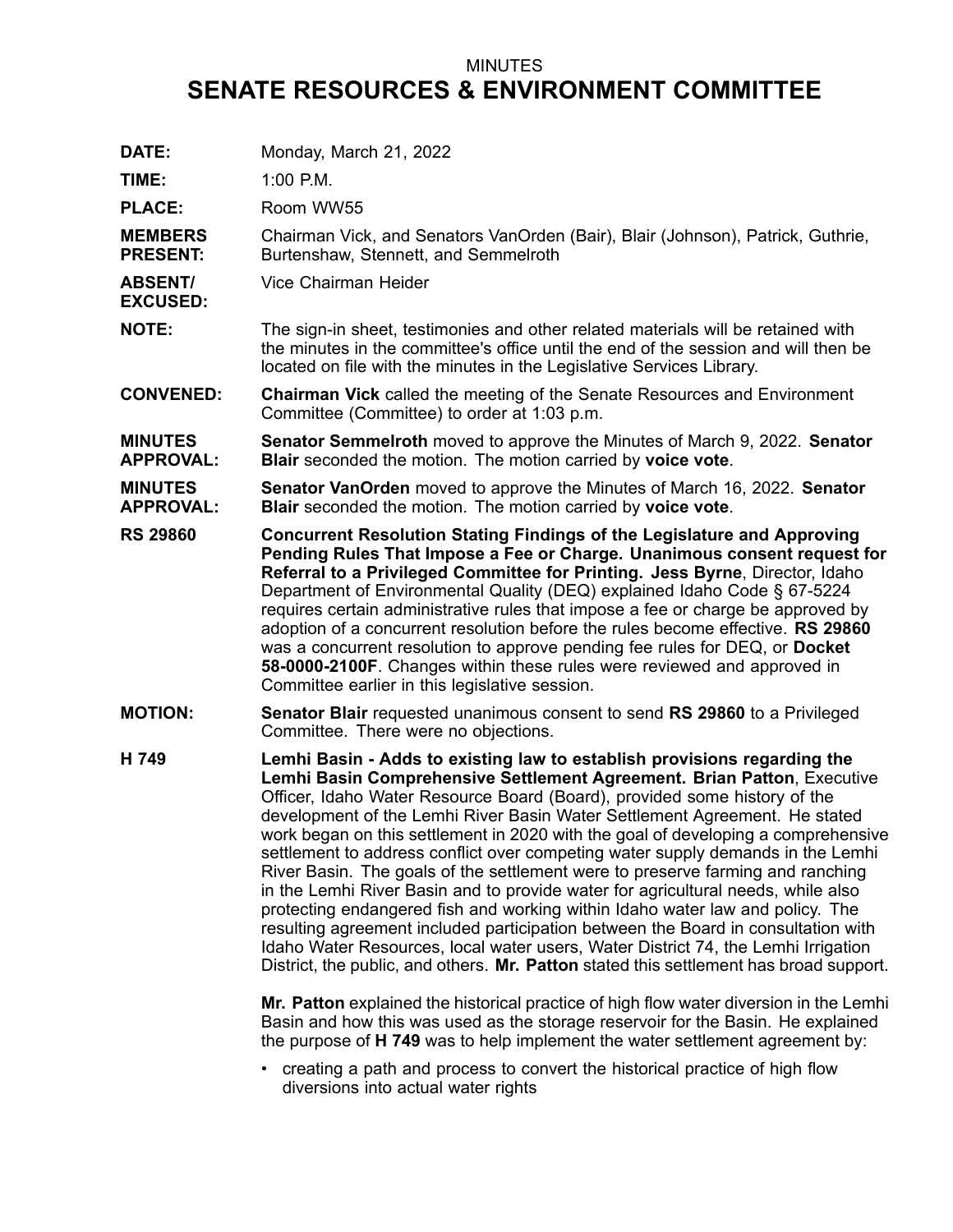MINUTES

# SENATE RESOURCES & ENVIRONMENT COMMITTEE

**DATE:** Monday, March 21, 2022

**TIME:** 1:00 P.M.

**PLACE:** Room WW55

**MEMBERS PRESENT:** Chairman Vick, and Senators VanOrden (Bair), Blair (Johnson), Patrick, Guthrie, Burtenshaw, Stennett, and Semmelroth

**ABSENT/ EXCUSED:** Vice Chairman Heider

**NOTE:** The sign-in sheet, testimonies and other related materials will be retained with the minutes in the committee's office until the end of the session and will then be located on file with the minutes in the Legislative Services Library.

**CONVENED:** **Chairman Vick** called the meeting of the Senate Resources and Environment Committee (Committee) to order at 1:03 p.m.

**MINUTES APPROVAL:** **Senator Semmelroth** moved to approve the Minutes of March 9, 2022. **Senator Blair** seconded the motion. The motion carried by **voice vote**.

**MINUTES APPROVAL:** **Senator VanOrden** moved to approve the Minutes of March 16, 2022. **Senator Blair** seconded the motion. The motion carried by **voice vote**.

**RS 29860** **Concurrent Resolution Stating Findings of the Legislature and Approving Pending Rules That Impose a Fee or Charge. Unanimous consent request for Referral to a Privileged Committee for Printing. Jess Byrne**, Director, Idaho Department of Environmental Quality (DEQ) explained Idaho Code § 67-5224 requires certain administrative rules that impose a fee or charge be approved by adoption of a concurrent resolution before the rules become effective. **RS 29860** was a concurrent resolution to approve pending fee rules for DEQ, or **Docket 58-0000-2100F**. Changes within these rules were reviewed and approved in Committee earlier in this legislative session.

**MOTION:** **Senator Blair** requested unanimous consent to send **RS 29860** to a Privileged Committee. There were no objections.

**H 749** **Lemhi Basin - Adds to existing law to establish provisions regarding the Lemhi Basin Comprehensive Settlement Agreement. Brian Patton**, Executive Officer, Idaho Water Resource Board (Board), provided some history of the development of the Lemhi River Basin Water Settlement Agreement. He stated work began on this settlement in 2020 with the goal of developing a comprehensive settlement to address conflict over competing water supply demands in the Lemhi River Basin. The goals of the settlement were to preserve farming and ranching in the Lemhi River Basin and to provide water for agricultural needs, while also protecting endangered fish and working within Idaho water law and policy. The resulting agreement included participation between the Board in consultation with Idaho Water Resources, local water users, Water District 74, the Lemhi Irrigation District, the public, and others. **Mr. Patton** stated this settlement has broad support.

**Mr. Patton** explained the historical practice of high flow water diversion in the Lemhi Basin and how this was used as the storage reservoir for the Basin. He explained the purpose of **H 749** was to help implement the water settlement agreement by:

- creating a path and process to convert the historical practice of high flow diversions into actual water rights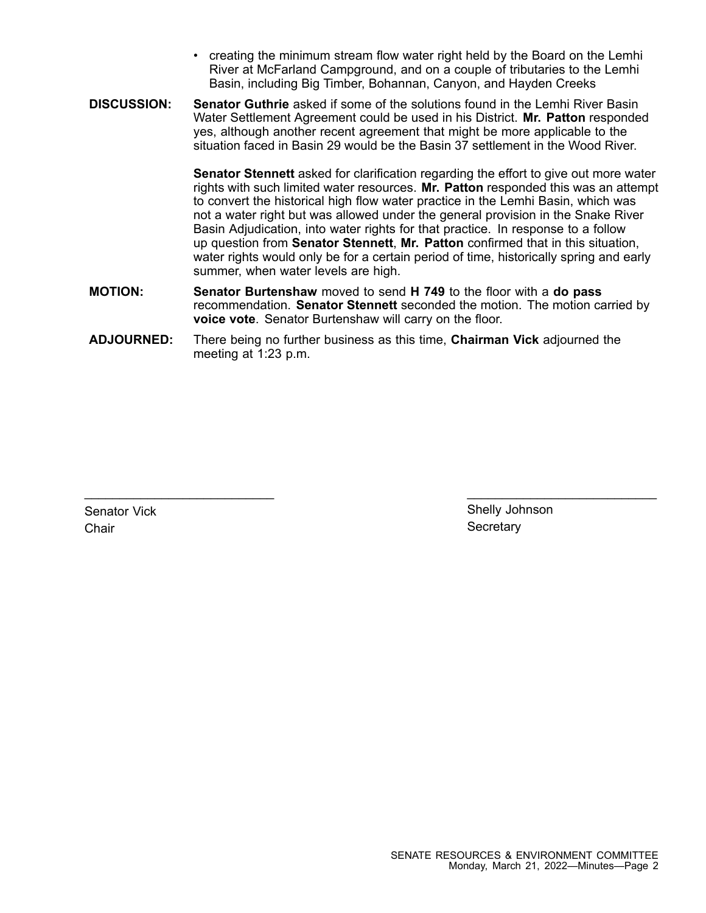- creating the minimum stream flow water right held by the Board on the Lemhi River at McFarland Campground, and on a couple of tributaries to the Lemhi Basin, including Big Timber, Bohannan, Canyon, and Hayden Creeks

**DISCUSSION:** **Senator Guthrie** asked if some of the solutions found in the Lemhi River Basin Water Settlement Agreement could be used in his District. **Mr. Patton** responded yes, although another recent agreement that might be more applicable to the situation faced in Basin 29 would be the Basin 37 settlement in the Wood River.

**Senator Stennett** asked for clarification regarding the effort to give out more water rights with such limited water resources. **Mr. Patton** responded this was an attempt to convert the historical high flow water practice in the Lemhi Basin, which was not a water right but was allowed under the general provision in the Snake River Basin Adjudication, into water rights for that practice. In response to a follow up question from **Senator Stennett**, **Mr. Patton** confirmed that in this situation, water rights would only be for a certain period of time, historically spring and early summer, when water levels are high.

**MOTION:** **Senator Burtenshaw** moved to send **H 749** to the floor with a **do pass** recommendation. **Senator Stennett** seconded the motion. The motion carried by **voice vote**. Senator Burtenshaw will carry on the floor.

**ADJOURNED:** There being no further business as this time, **Chairman Vick** adjourned the meeting at 1:23 p.m.

___________________________
Senator Vick
Chair

___________________________
Shelly Johnson
Secretary